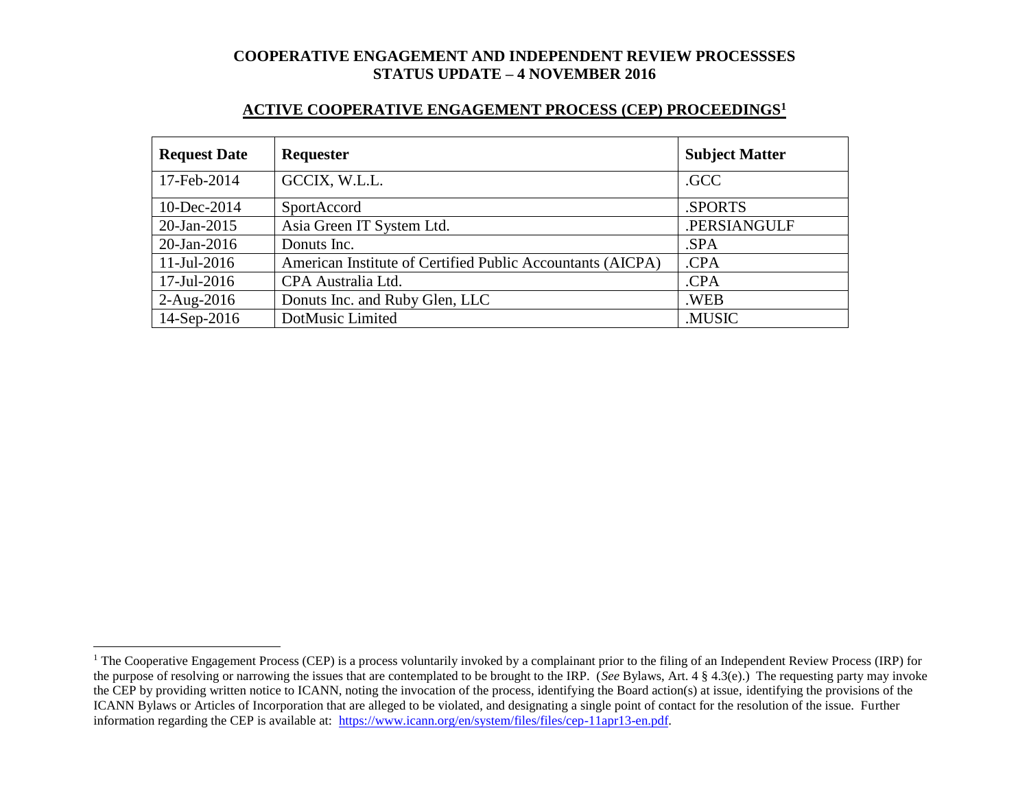# COOPERATIVE ENGAGEMENT AND INDEPENDENT REVIEW PROCESSSES
# STATUS UPDATE – 4 NOVEMBER 2016

## ACTIVE COOPERATIVE ENGAGEMENT PROCESS (CEP) PROCEEDINGS[1]

| Request Date | Requester | Subject Matter |
|---|---|---|
| 17-Feb-2014 | GCCIX, W.L.L. | .GCC |
| 10-Dec-2014 | SportAccord | .SPORTS |
| 20-Jan-2015 | Asia Green IT System Ltd. | .PERSIANGULF |
| 20-Jan-2016 | Donuts Inc. | .SPA |
| 11-Jul-2016 | American Institute of Certified Public Accountants (AICPA) | .CPA |
| 17-Jul-2016 | CPA Australia Ltd. | .CPA |
| 2-Aug-2016 | Donuts Inc. and Ruby Glen, LLC | .WEB |
| 14-Sep-2016 | DotMusic Limited | .MUSIC |

[1] The Cooperative Engagement Process (CEP) is a process voluntarily invoked by a complainant prior to the filing of an Independent Review Process (IRP) for the purpose of resolving or narrowing the issues that are contemplated to be brought to the IRP. (*See* Bylaws, Art. 4 § 4.3(e).) The requesting party may invoke the CEP by providing written notice to ICANN, noting the invocation of the process, identifying the Board action(s) at issue, identifying the provisions of the ICANN Bylaws or Articles of Incorporation that are alleged to be violated, and designating a single point of contact for the resolution of the issue. Further information regarding the CEP is available at: https://www.icann.org/en/system/files/files/cep-11apr13-en.pdf.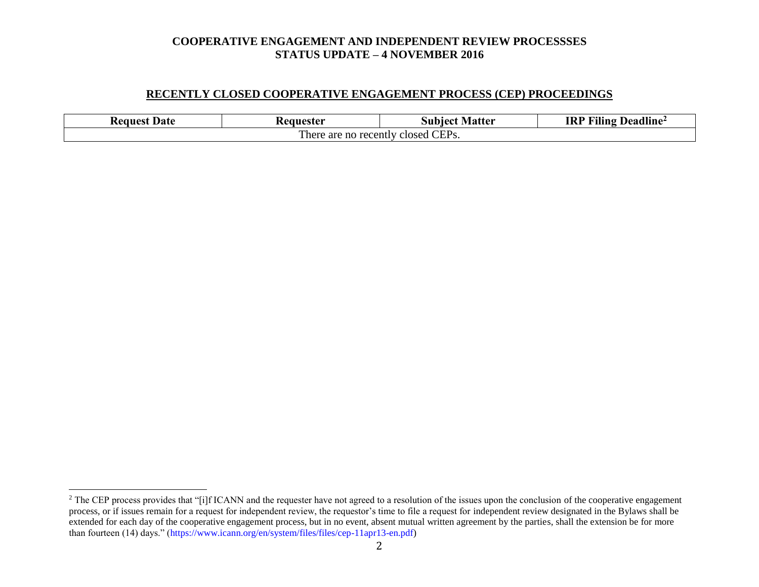# COOPERATIVE ENGAGEMENT AND INDEPENDENT REVIEW PROCESSSES
# STATUS UPDATE – 4 NOVEMBER 2016

## RECENTLY CLOSED COOPERATIVE ENGAGEMENT PROCESS (CEP) PROCEEDINGS

| Request Date | Requester | Subject Matter | IRP Filing Deadline[2] |
|---|---|---|---|
| There are no recently closed CEPs. | | | |

[2] The CEP process provides that "[i]f ICANN and the requester have not agreed to a resolution of the issues upon the conclusion of the cooperative engagement process, or if issues remain for a request for independent review, the requestor's time to file a request for independent review designated in the Bylaws shall be extended for each day of the cooperative engagement process, but in no event, absent mutual written agreement by the parties, shall the extension be for more than fourteen (14) days." (https://www.icann.org/en/system/files/files/cep-11apr13-en.pdf)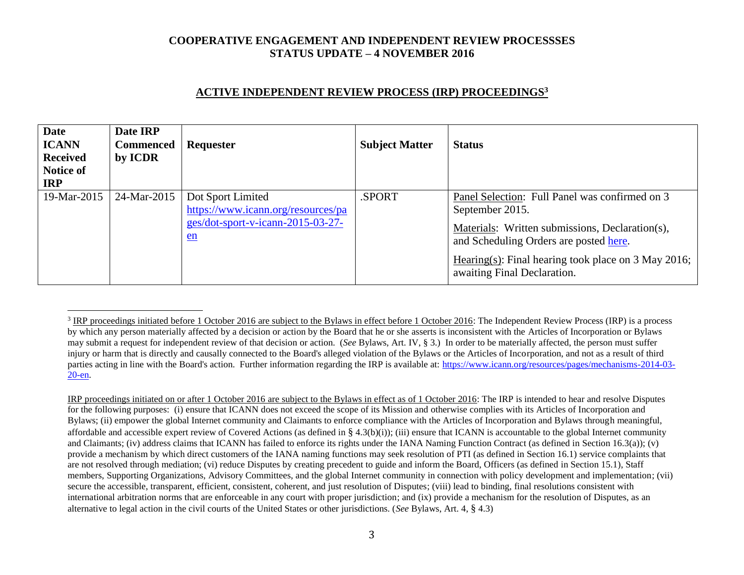**COOPERATIVE ENGAGEMENT AND INDEPENDENT REVIEW PROCESSSES**
**STATUS UPDATE – 4 NOVEMBER 2016**

## ACTIVE INDEPENDENT REVIEW PROCESS (IRP) PROCEEDINGS[3]

| Date ICANN Received Notice of IRP | Date IRP Commenced by ICDR | Requester | Subject Matter | Status |
|---|---|---|---|---|
| 19-Mar-2015 | 24-Mar-2015 | Dot Sport Limited https://www.icann.org/resources/pages/dot-sport-v-icann-2015-03-27-en | .SPORT | Panel Selection: Full Panel was confirmed on 3 September 2015. <br><br> Materials: Written submissions, Declaration(s), and Scheduling Orders are posted here. <br><br> Hearing(s): Final hearing took place on 3 May 2016; awaiting Final Declaration. |

[3] IRP proceedings initiated before 1 October 2016 are subject to the Bylaws in effect before 1 October 2016: The Independent Review Process (IRP) is a process by which any person materially affected by a decision or action by the Board that he or she asserts is inconsistent with the Articles of Incorporation or Bylaws may submit a request for independent review of that decision or action. (*See* Bylaws, Art. IV, § 3.) In order to be materially affected, the person must suffer injury or harm that is directly and causally connected to the Board's alleged violation of the Bylaws or the Articles of Incorporation, and not as a result of third parties acting in line with the Board's action. Further information regarding the IRP is available at: https://www.icann.org/resources/pages/mechanisms-2014-03-20-en.

IRP proceedings initiated on or after 1 October 2016 are subject to the Bylaws in effect as of 1 October 2016: The IRP is intended to hear and resolve Disputes for the following purposes: (i) ensure that ICANN does not exceed the scope of its Mission and otherwise complies with its Articles of Incorporation and Bylaws; (ii) empower the global Internet community and Claimants to enforce compliance with the Articles of Incorporation and Bylaws through meaningful, affordable and accessible expert review of Covered Actions (as defined in § 4.3(b)(i)); (iii) ensure that ICANN is accountable to the global Internet community and Claimants; (iv) address claims that ICANN has failed to enforce its rights under the IANA Naming Function Contract (as defined in Section 16.3(a)); (v) provide a mechanism by which direct customers of the IANA naming functions may seek resolution of PTI (as defined in Section 16.1) service complaints that are not resolved through mediation; (vi) reduce Disputes by creating precedent to guide and inform the Board, Officers (as defined in Section 15.1), Staff members, Supporting Organizations, Advisory Committees, and the global Internet community in connection with policy development and implementation; (vii) secure the accessible, transparent, efficient, consistent, coherent, and just resolution of Disputes; (viii) lead to binding, final resolutions consistent with international arbitration norms that are enforceable in any court with proper jurisdiction; and (ix) provide a mechanism for the resolution of Disputes, as an alternative to legal action in the civil courts of the United States or other jurisdictions. (*See* Bylaws, Art. 4, § 4.3)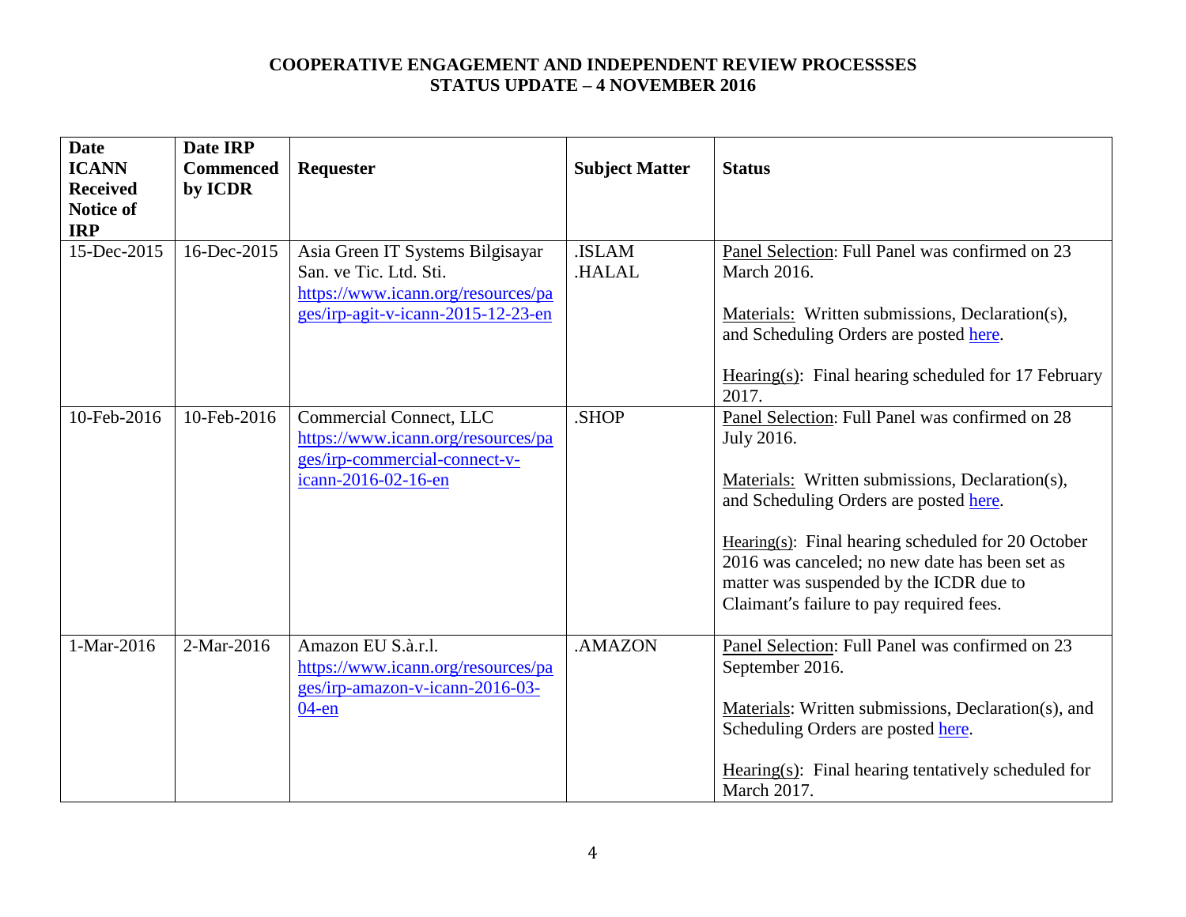**COOPERATIVE ENGAGEMENT AND INDEPENDENT REVIEW PROCESSSES**
**STATUS UPDATE – 4 NOVEMBER 2016**

| Date ICANN Received Notice of IRP | Date IRP Commenced by ICDR | Requester | Subject Matter | Status |
|---|---|---|---|---|
| 15-Dec-2015 | 16-Dec-2015 | Asia Green IT Systems Bilgisayar San. ve Tic. Ltd. Sti. https://www.icann.org/resources/pages/irp-agit-v-icann-2015-12-23-en | .ISLAM .HALAL | Panel Selection: Full Panel was confirmed on 23 March 2016.<br><br>Materials: Written submissions, Declaration(s), and Scheduling Orders are posted here.<br><br>Hearing(s): Final hearing scheduled for 17 February 2017. |
| 10-Feb-2016 | 10-Feb-2016 | Commercial Connect, LLC https://www.icann.org/resources/pages/irp-commercial-connect-v-icann-2016-02-16-en | .SHOP | Panel Selection: Full Panel was confirmed on 28 July 2016.<br><br>Materials: Written submissions, Declaration(s), and Scheduling Orders are posted here.<br><br>Hearing(s): Final hearing scheduled for 20 October 2016 was canceled; no new date has been set as matter was suspended by the ICDR due to Claimant's failure to pay required fees. |
| 1-Mar-2016 | 2-Mar-2016 | Amazon EU S.à.r.l. https://www.icann.org/resources/pages/irp-amazon-v-icann-2016-03-04-en | .AMAZON | Panel Selection: Full Panel was confirmed on 23 September 2016.<br><br>Materials: Written submissions, Declaration(s), and Scheduling Orders are posted here.<br><br>Hearing(s): Final hearing tentatively scheduled for March 2017. |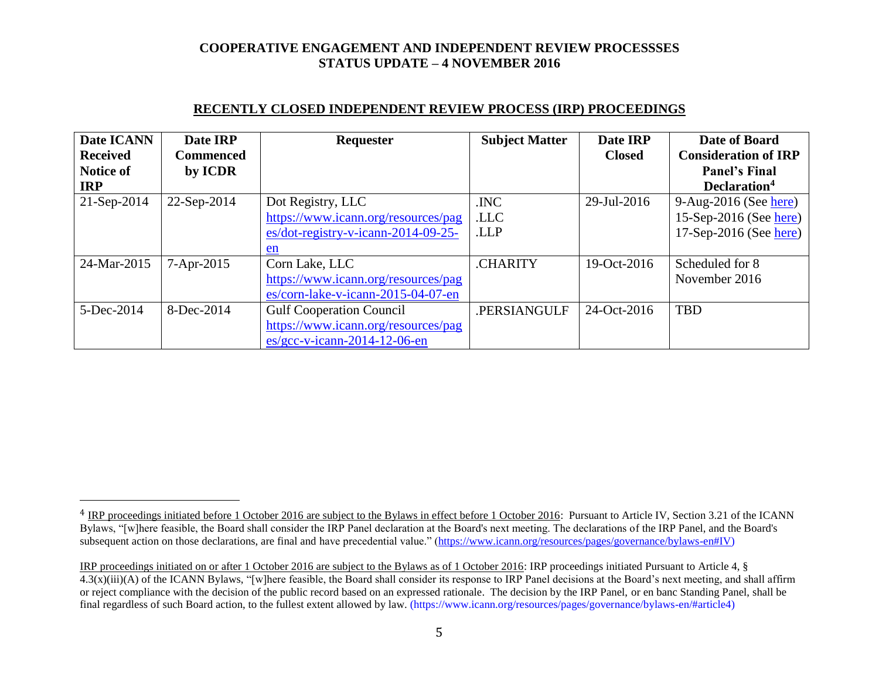**COOPERATIVE ENGAGEMENT AND INDEPENDENT REVIEW PROCESSSES**
**STATUS UPDATE – 4 NOVEMBER 2016**

## RECENTLY CLOSED INDEPENDENT REVIEW PROCESS (IRP) PROCEEDINGS

| Date ICANN Received Notice of IRP | Date IRP Commenced by ICDR | Requester | Subject Matter | Date IRP Closed | Date of Board Consideration of IRP Panel's Final Declaration[4] |
|---|---|---|---|---|---|
| 21-Sep-2014 | 22-Sep-2014 | Dot Registry, LLC https://www.icann.org/resources/pages/dot-registry-v-icann-2014-09-25-en | .INC .LLC .LLP | 29-Jul-2016 | 9-Aug-2016 (See here) 15-Sep-2016 (See here) 17-Sep-2016 (See here) |
| 24-Mar-2015 | 7-Apr-2015 | Corn Lake, LLC https://www.icann.org/resources/pages/corn-lake-v-icann-2015-04-07-en | .CHARITY | 19-Oct-2016 | Scheduled for 8 November 2016 |
| 5-Dec-2014 | 8-Dec-2014 | Gulf Cooperation Council https://www.icann.org/resources/pages/gcc-v-icann-2014-12-06-en | .PERSIANGULF | 24-Oct-2016 | TBD |

---

[4] IRP proceedings initiated before 1 October 2016 are subject to the Bylaws in effect before 1 October 2016: Pursuant to Article IV, Section 3.21 of the ICANN Bylaws, "[w]here feasible, the Board shall consider the IRP Panel declaration at the Board's next meeting. The declarations of the IRP Panel, and the Board's subsequent action on those declarations, are final and have precedential value." (https://www.icann.org/resources/pages/governance/bylaws-en#IV)

IRP proceedings initiated on or after 1 October 2016 are subject to the Bylaws as of 1 October 2016: IRP proceedings initiated Pursuant to Article 4, § 4.3(x)(iii)(A) of the ICANN Bylaws, "[w]here feasible, the Board shall consider its response to IRP Panel decisions at the Board's next meeting, and shall affirm or reject compliance with the decision of the public record based on an expressed rationale. The decision by the IRP Panel, or en banc Standing Panel, shall be final regardless of such Board action, to the fullest extent allowed by law. (https://www.icann.org/resources/pages/governance/bylaws-en/#article4)